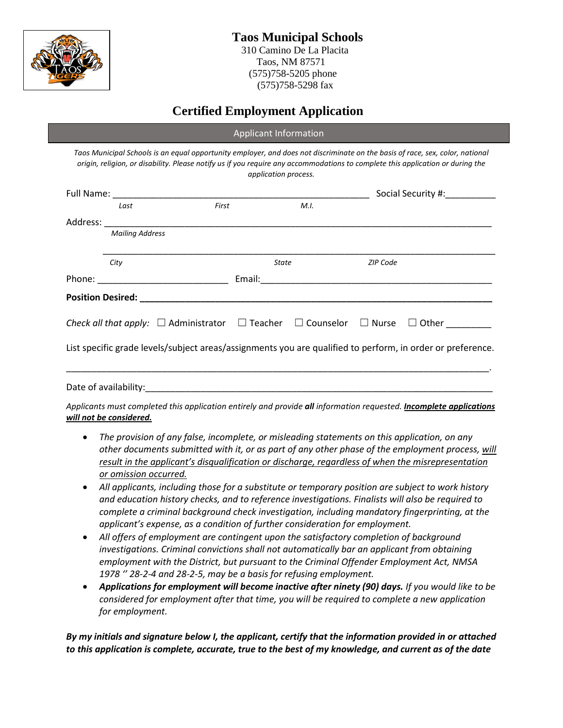# Taos Municipal Schools

310 Camino De La Placita
Taos, NM 87571
(575)758-5205 phone
(575)758-5298 fax

## Certified Employment Application

### Applicant Information

*Taos Municipal Schools is an equal opportunity employer, and does not discriminate on the basis of race, sex, color, national origin, religion, or disability. Please notify us if you require any accommodations to complete this application or during the application process.*

Full Name: ___________________________________________________ Social Security #:__________

*Last* *First* *M.I.*

Address: ______________________________________________________________________________

*Mailing Address*

_______________________________________________________________________________

*City* *State* *ZIP Code*

Phone: __________________________ Email:______________________________________________

**Position Desired: ___________________________________________________________________**

*Check all that apply:* ☐ Administrator ☐ Teacher ☐ Counselor ☐ Nurse ☐ Other _________

List specific grade levels/subject areas/assignments you are qualified to perform, in order or preference.

_______________________________________________________________________________________.

Date of availability:___________________________________________________________________

*Applicants must completed this application entirely and provide **all** information requested.* ***Incomplete applications will not be considered.***

- *The provision of any false, incomplete, or misleading statements on this application, on any other documents submitted with it, or as part of any other phase of the employment process, will result in the applicant's disqualification or discharge, regardless of when the misrepresentation or omission occurred.*
- *All applicants, including those for a substitute or temporary position are subject to work history and education history checks, and to reference investigations. Finalists will also be required to complete a criminal background check investigation, including mandatory fingerprinting, at the applicant's expense, as a condition of further consideration for employment.*
- *All offers of employment are contingent upon the satisfactory completion of background investigations. Criminal convictions shall not automatically bar an applicant from obtaining employment with the District, but pursuant to the Criminal Offender Employment Act, NMSA 1978 '' 28-2-4 and 28-2-5, may be a basis for refusing employment.*
- ***Applications for employment will become inactive after ninety (90) days.*** *If you would like to be considered for employment after that time, you will be required to complete a new application for employment.*

***By my initials and signature below I, the applicant, certify that the information provided in or attached to this application is complete, accurate, true to the best of my knowledge, and current as of the date***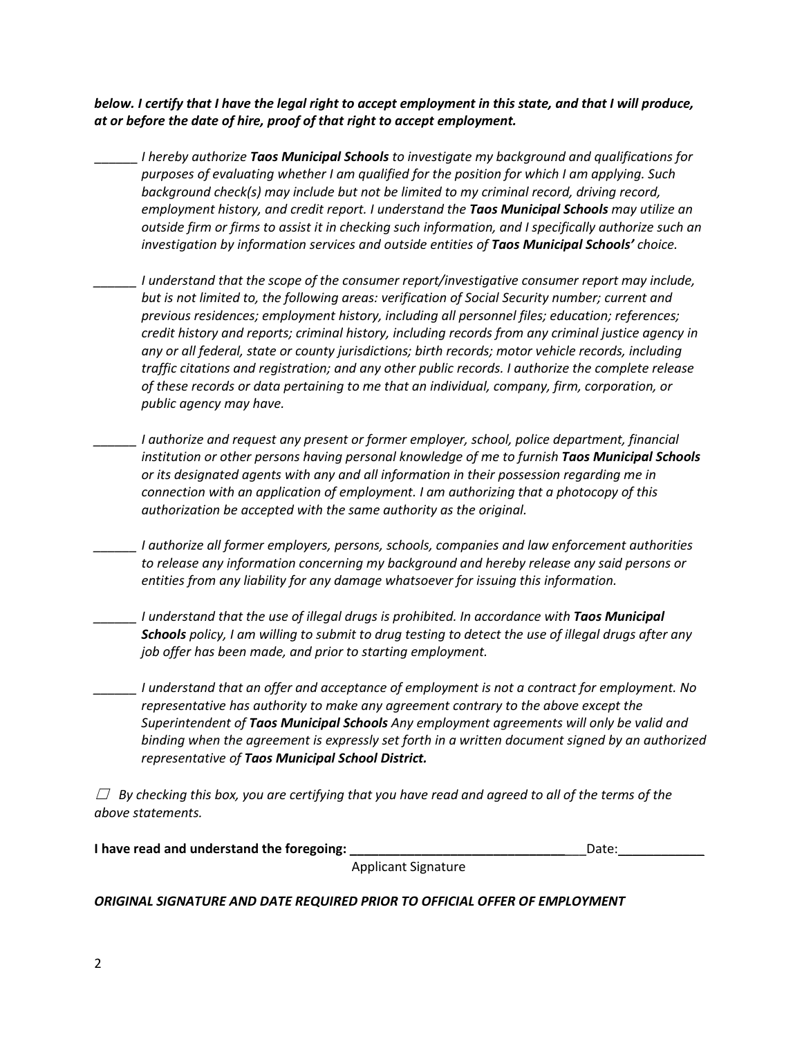***below. I certify that I have the legal right to accept employment in this state, and that I will produce, at or before the date of hire, proof of that right to accept employment.***

______ *I hereby authorize **Taos Municipal Schools** to investigate my background and qualifications for purposes of evaluating whether I am qualified for the position for which I am applying. Such background check(s) may include but not be limited to my criminal record, driving record, employment history, and credit report. I understand the **Taos Municipal Schools** may utilize an outside firm or firms to assist it in checking such information, and I specifically authorize such an investigation by information services and outside entities of **Taos Municipal Schools'** choice.*

______ *I understand that the scope of the consumer report/investigative consumer report may include, but is not limited to, the following areas: verification of Social Security number; current and previous residences; employment history, including all personnel files; education; references; credit history and reports; criminal history, including records from any criminal justice agency in any or all federal, state or county jurisdictions; birth records; motor vehicle records, including traffic citations and registration; and any other public records. I authorize the complete release of these records or data pertaining to me that an individual, company, firm, corporation, or public agency may have.*

______ *I authorize and request any present or former employer, school, police department, financial institution or other persons having personal knowledge of me to furnish **Taos Municipal Schools** or its designated agents with any and all information in their possession regarding me in connection with an application of employment. I am authorizing that a photocopy of this authorization be accepted with the same authority as the original.*

______ *I authorize all former employers, persons, schools, companies and law enforcement authorities to release any information concerning my background and hereby release any said persons or entities from any liability for any damage whatsoever for issuing this information.*

______ *I understand that the use of illegal drugs is prohibited. In accordance with **Taos Municipal Schools** policy, I am willing to submit to drug testing to detect the use of illegal drugs after any job offer has been made, and prior to starting employment.*

______ *I understand that an offer and acceptance of employment is not a contract for employment. No representative has authority to make any agreement contrary to the above except the Superintendent of **Taos Municipal Schools** Any employment agreements will only be valid and binding when the agreement is expressly set forth in a written document signed by an authorized representative of **Taos Municipal School District.***

☐ *By checking this box, you are certifying that you have read and agreed to all of the terms of the above statements.*

**I have read and understand the foregoing:** _________________________________ Date: ____________

Applicant Signature

***ORIGINAL SIGNATURE AND DATE REQUIRED PRIOR TO OFFICIAL OFFER OF EMPLOYMENT***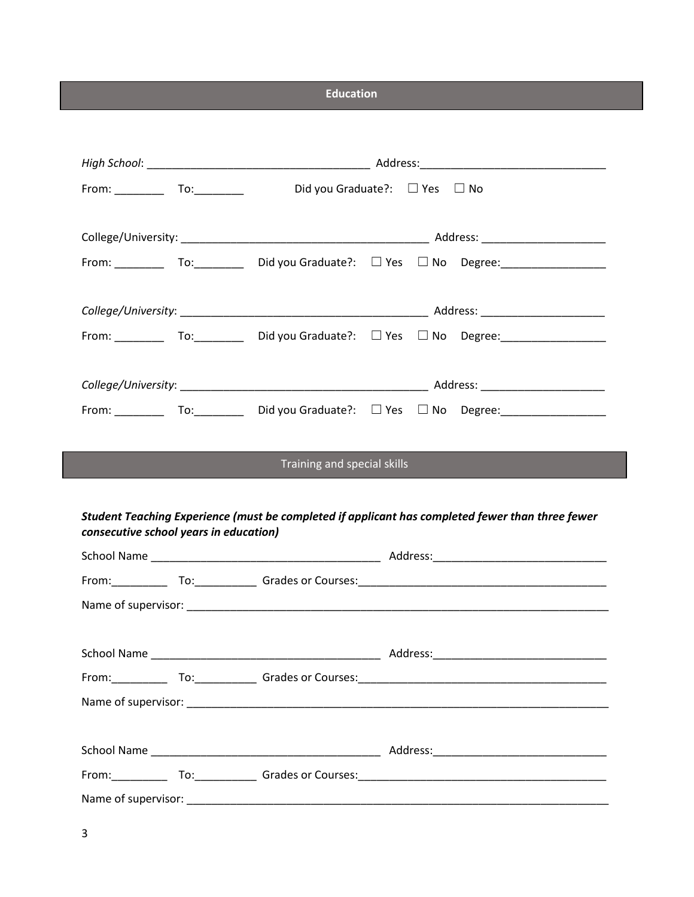## Education

*High School*: ____________________________________ Address:______________________________

From: ________ To:________ Did you Graduate?: ☐ Yes ☐ No

College/University: ________________________________________ Address: ____________________

From: ________ To:________ Did you Graduate?: ☐ Yes ☐ No Degree:_________________

*College/University*: ________________________________________ Address: ____________________

From: ________ To:________ Did you Graduate?: ☐ Yes ☐ No Degree:_________________

*College/University*: ________________________________________ Address: ____________________

From: ________ To:________ Did you Graduate?: ☐ Yes ☐ No Degree:_________________

## Training and special skills

***Student Teaching Experience (must be completed if applicant has completed fewer than three fewer consecutive school years in education)***

School Name _____________________________________ Address:____________________________

From:_________ To:__________ Grades or Courses:________________________________________

Name of supervisor: ________________________________________________________________________

School Name _____________________________________ Address:____________________________

From:_________ To:__________ Grades or Courses:________________________________________

Name of supervisor: ________________________________________________________________________

School Name _____________________________________ Address:____________________________

From:_________ To:__________ Grades or Courses:________________________________________

Name of supervisor: ________________________________________________________________________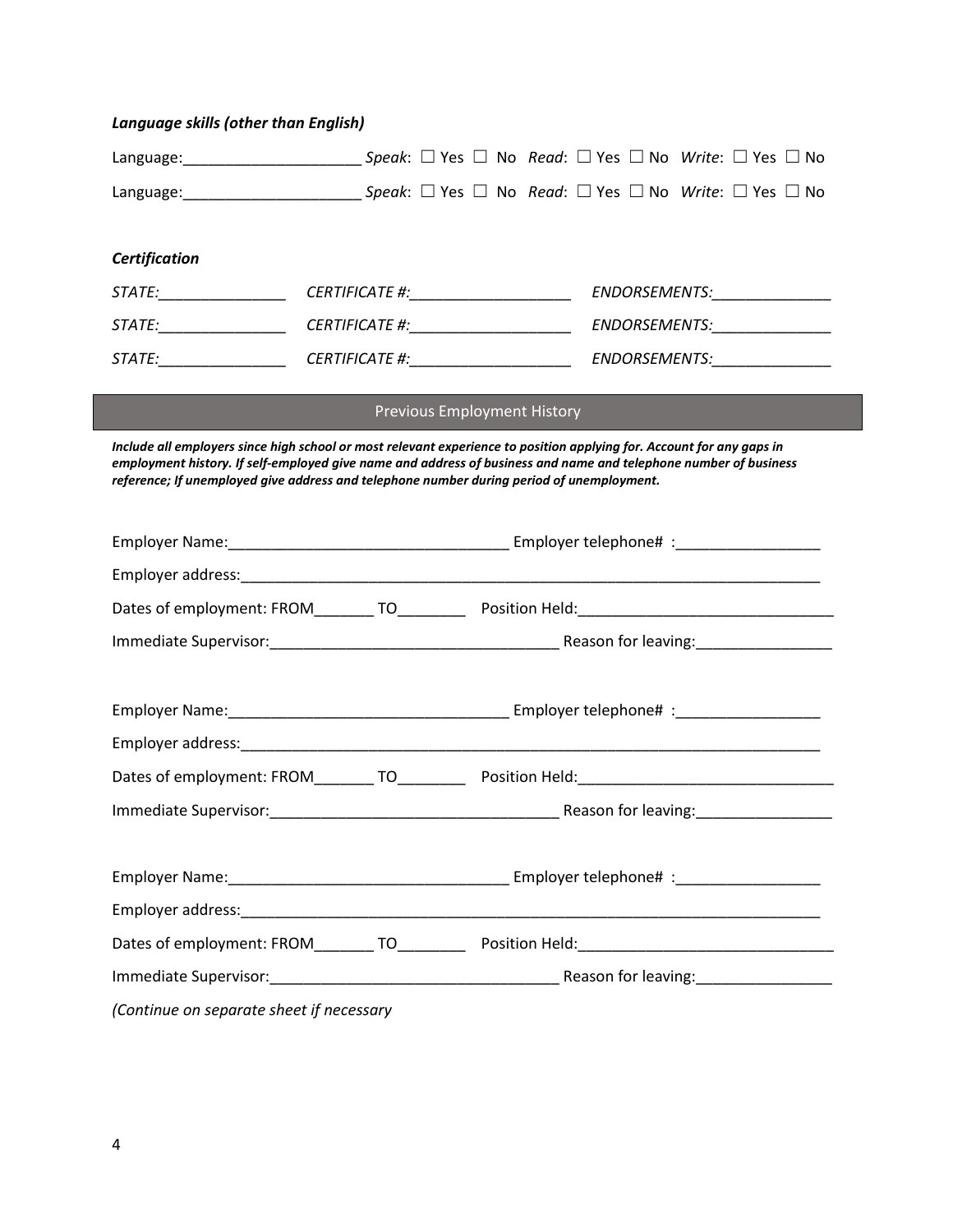***Language skills (other than English)***

Language:_____________________ *Speak*: ☐ Yes ☐ No *Read*: ☐ Yes ☐ No *Write*: ☐ Yes ☐ No

Language:_____________________ *Speak*: ☐ Yes ☐ No *Read*: ☐ Yes ☐ No *Write*: ☐ Yes ☐ No

***Certification***

*STATE:*_______________ *CERTIFICATE #:*___________________ *ENDORSEMENTS:*______________

*STATE:*_______________ *CERTIFICATE #:*___________________ *ENDORSEMENTS:*______________

*STATE:*_______________ *CERTIFICATE #:*___________________ *ENDORSEMENTS:*______________

## Previous Employment History

***Include all employers since high school or most relevant experience to position applying for. Account for any gaps in employment history. If self-employed give name and address of business and name and telephone number of business reference; If unemployed give address and telephone number during period of unemployment.***

Employer Name:_________________________________ Employer telephone# :_________________

Employer address:_______________________________________________________________________

Dates of employment: FROM_______ TO________ Position Held:_____________________________

Immediate Supervisor:__________________________________ Reason for leaving:________________

Employer Name:_________________________________ Employer telephone# :_________________

Employer address:_______________________________________________________________________

Dates of employment: FROM_______ TO________ Position Held:_____________________________

Immediate Supervisor:__________________________________ Reason for leaving:________________

Employer Name:_________________________________ Employer telephone# :_________________

Employer address:_______________________________________________________________________

Dates of employment: FROM_______ TO________ Position Held:_____________________________

Immediate Supervisor:__________________________________ Reason for leaving:________________

*(Continue on separate sheet if necessary*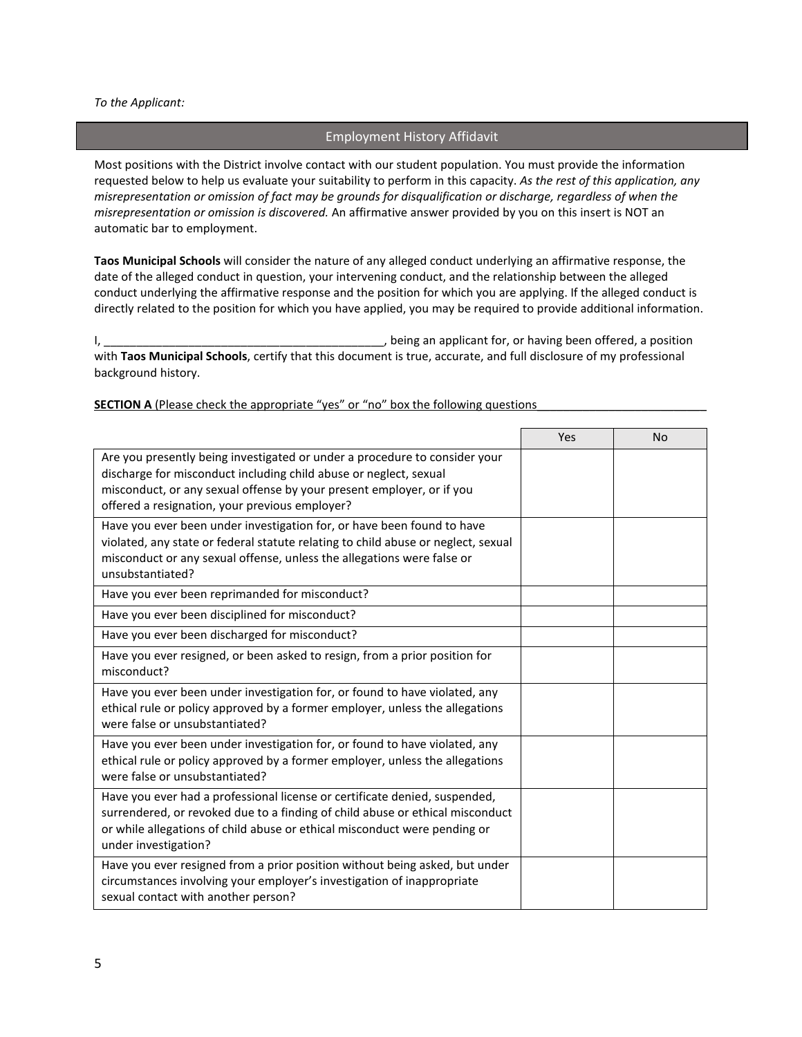*To the Applicant:*

## Employment History Affidavit

Most positions with the District involve contact with our student population. You must provide the information requested below to help us evaluate your suitability to perform in this capacity. *As the rest of this application, any misrepresentation or omission of fact may be grounds for disqualification or discharge, regardless of when the misrepresentation or omission is discovered.* An affirmative answer provided by you on this insert is NOT an automatic bar to employment.

**Taos Municipal Schools** will consider the nature of any alleged conduct underlying an affirmative response, the date of the alleged conduct in question, your intervening conduct, and the relationship between the alleged conduct underlying the affirmative response and the position for which you are applying. If the alleged conduct is directly related to the position for which you have applied, you may be required to provide additional information.

I, ____________________________________________, being an applicant for, or having been offered, a position with **Taos Municipal Schools**, certify that this document is true, accurate, and full disclosure of my professional background history.

**SECTION A** (Please check the appropriate "yes" or "no" box the following questions__________________________

| | Yes | No |
|---|---|---|
| Are you presently being investigated or under a procedure to consider your discharge for misconduct including child abuse or neglect, sexual misconduct, or any sexual offense by your present employer, or if you offered a resignation, your previous employer? | | |
| Have you ever been under investigation for, or have been found to have violated, any state or federal statute relating to child abuse or neglect, sexual misconduct or any sexual offense, unless the allegations were false or unsubstantiated? | | |
| Have you ever been reprimanded for misconduct? | | |
| Have you ever been disciplined for misconduct? | | |
| Have you ever been discharged for misconduct? | | |
| Have you ever resigned, or been asked to resign, from a prior position for misconduct? | | |
| Have you ever been under investigation for, or found to have violated, any ethical rule or policy approved by a former employer, unless the allegations were false or unsubstantiated? | | |
| Have you ever been under investigation for, or found to have violated, any ethical rule or policy approved by a former employer, unless the allegations were false or unsubstantiated? | | |
| Have you ever had a professional license or certificate denied, suspended, surrendered, or revoked due to a finding of child abuse or ethical misconduct or while allegations of child abuse or ethical misconduct were pending or under investigation? | | |
| Have you ever resigned from a prior position without being asked, but under circumstances involving your employer's investigation of inappropriate sexual contact with another person? | | |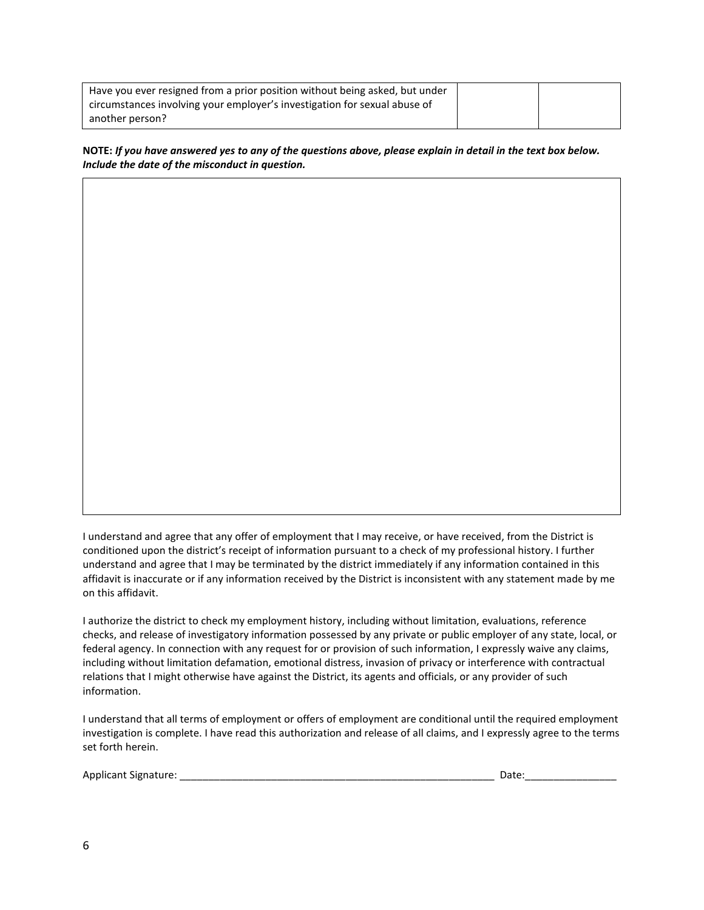| Have you ever resigned from a prior position without being asked, but under circumstances involving your employer's investigation for sexual abuse of another person? | | |
|---|---|---|

**NOTE:** ***If you have answered yes to any of the questions above, please explain in detail in the text box below. Include the date of the misconduct in question.***

| |
|---|
| |

I understand and agree that any offer of employment that I may receive, or have received, from the District is conditioned upon the district's receipt of information pursuant to a check of my professional history. I further understand and agree that I may be terminated by the district immediately if any information contained in this affidavit is inaccurate or if any information received by the District is inconsistent with any statement made by me on this affidavit.

I authorize the district to check my employment history, including without limitation, evaluations, reference checks, and release of investigatory information possessed by any private or public employer of any state, local, or federal agency. In connection with any request for or provision of such information, I expressly waive any claims, including without limitation defamation, emotional distress, invasion of privacy or interference with contractual relations that I might otherwise have against the District, its agents and officials, or any provider of such information.

I understand that all terms of employment or offers of employment are conditional until the required employment investigation is complete. I have read this authorization and release of all claims, and I expressly agree to the terms set forth herein.

Applicant Signature: ________________________________________________________ Date:________________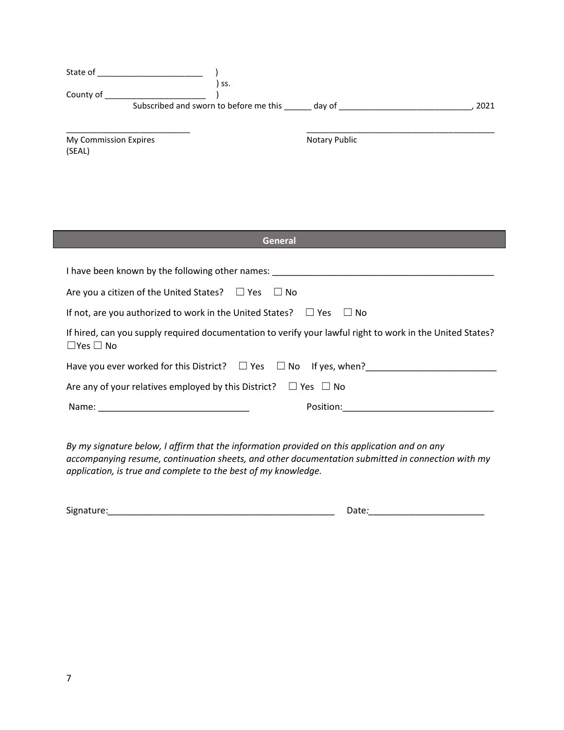State of _______________________ )
) ss.
County of ______________________ )

Subscribed and sworn to before me this ______ day of _____________________________, 2021

___________________________ ________________________________________

My Commission Expires Notary Public

(SEAL)

## General

I have been known by the following other names: ______________________________________________

Are you a citizen of the United States? ☐ Yes ☐ No

If not, are you authorized to work in the United States? ☐ Yes ☐ No

If hired, can you supply required documentation to verify your lawful right to work in the United States? ☐Yes ☐ No

Have you ever worked for this District? ☐ Yes ☐ No If yes, when?__________________________

Are any of your relatives employed by this District? ☐ Yes ☐ No

Name: ______________________________ Position:______________________________

*By my signature below, I affirm that the information provided on this application and on any accompanying resume, continuation sheets, and other documentation submitted in connection with my application, is true and complete to the best of my knowledge.*

Signature:_______________________________________________ Date:_______________________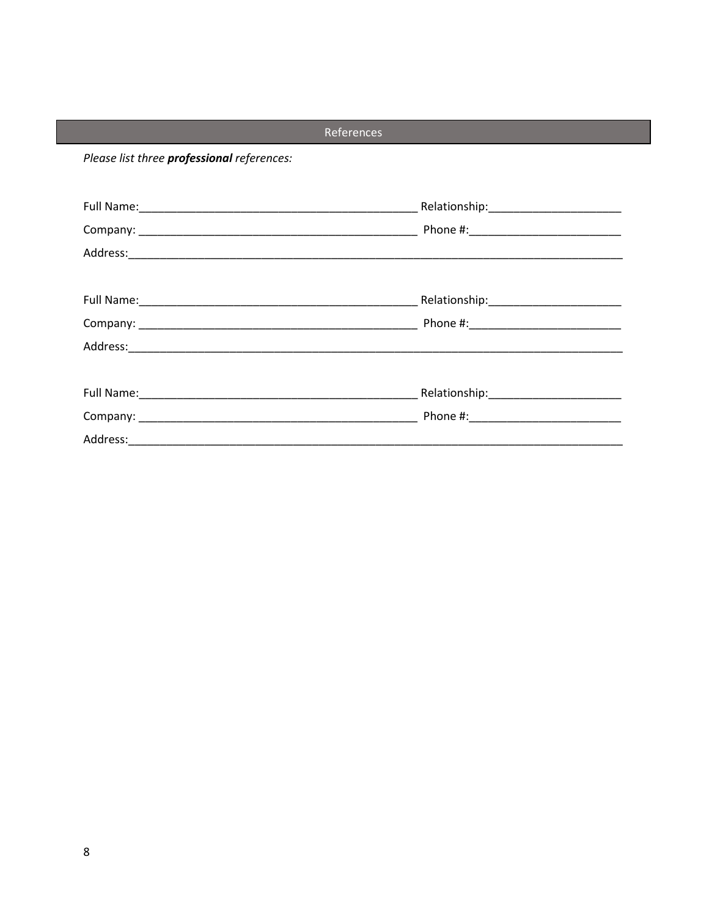## References

*Please list three **professional** references:*

Full Name:_____________________________________________ Relationship:_____________________

Company: _____________________________________________ Phone #:________________________

Address:_____________________________________________________________________________

Full Name:_____________________________________________ Relationship:_____________________

Company: _____________________________________________ Phone #:________________________

Address:_____________________________________________________________________________

Full Name:_____________________________________________ Relationship:_____________________

Company: _____________________________________________ Phone #:________________________

Address:_____________________________________________________________________________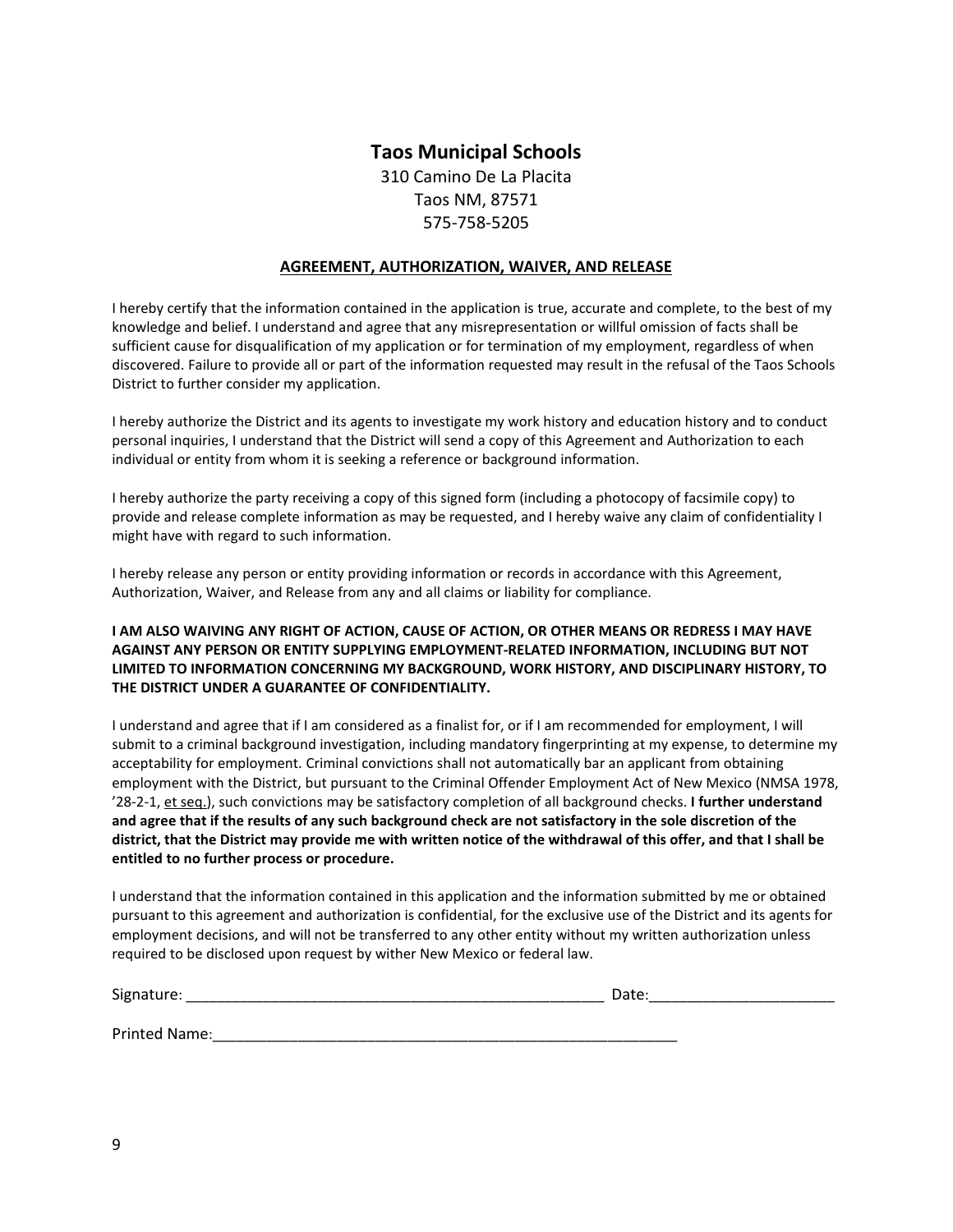# Taos Municipal Schools

310 Camino De La Placita
Taos NM, 87571
575-758-5205

## AGREEMENT, AUTHORIZATION, WAIVER, AND RELEASE

I hereby certify that the information contained in the application is true, accurate and complete, to the best of my knowledge and belief. I understand and agree that any misrepresentation or willful omission of facts shall be sufficient cause for disqualification of my application or for termination of my employment, regardless of when discovered. Failure to provide all or part of the information requested may result in the refusal of the Taos Schools District to further consider my application.

I hereby authorize the District and its agents to investigate my work history and education history and to conduct personal inquiries, I understand that the District will send a copy of this Agreement and Authorization to each individual or entity from whom it is seeking a reference or background information.

I hereby authorize the party receiving a copy of this signed form (including a photocopy of facsimile copy) to provide and release complete information as may be requested, and I hereby waive any claim of confidentiality I might have with regard to such information.

I hereby release any person or entity providing information or records in accordance with this Agreement, Authorization, Waiver, and Release from any and all claims or liability for compliance.

**I AM ALSO WAIVING ANY RIGHT OF ACTION, CAUSE OF ACTION, OR OTHER MEANS OR REDRESS I MAY HAVE AGAINST ANY PERSON OR ENTITY SUPPLYING EMPLOYMENT-RELATED INFORMATION, INCLUDING BUT NOT LIMITED TO INFORMATION CONCERNING MY BACKGROUND, WORK HISTORY, AND DISCIPLINARY HISTORY, TO THE DISTRICT UNDER A GUARANTEE OF CONFIDENTIALITY.**

I understand and agree that if I am considered as a finalist for, or if I am recommended for employment, I will submit to a criminal background investigation, including mandatory fingerprinting at my expense, to determine my acceptability for employment. Criminal convictions shall not automatically bar an applicant from obtaining employment with the District, but pursuant to the Criminal Offender Employment Act of New Mexico (NMSA 1978, '28-2-1, et seq.), such convictions may be satisfactory completion of all background checks. **I further understand and agree that if the results of any such background check are not satisfactory in the sole discretion of the district, that the District may provide me with written notice of the withdrawal of this offer, and that I shall be entitled to no further process or procedure.**

I understand that the information contained in this application and the information submitted by me or obtained pursuant to this agreement and authorization is confidential, for the exclusive use of the District and its agents for employment decisions, and will not be transferred to any other entity without my written authorization unless required to be disclosed upon request by wither New Mexico or federal law.

Signature: ____________________________________________________ Date:______________________

Printed Name:__________________________________________________________